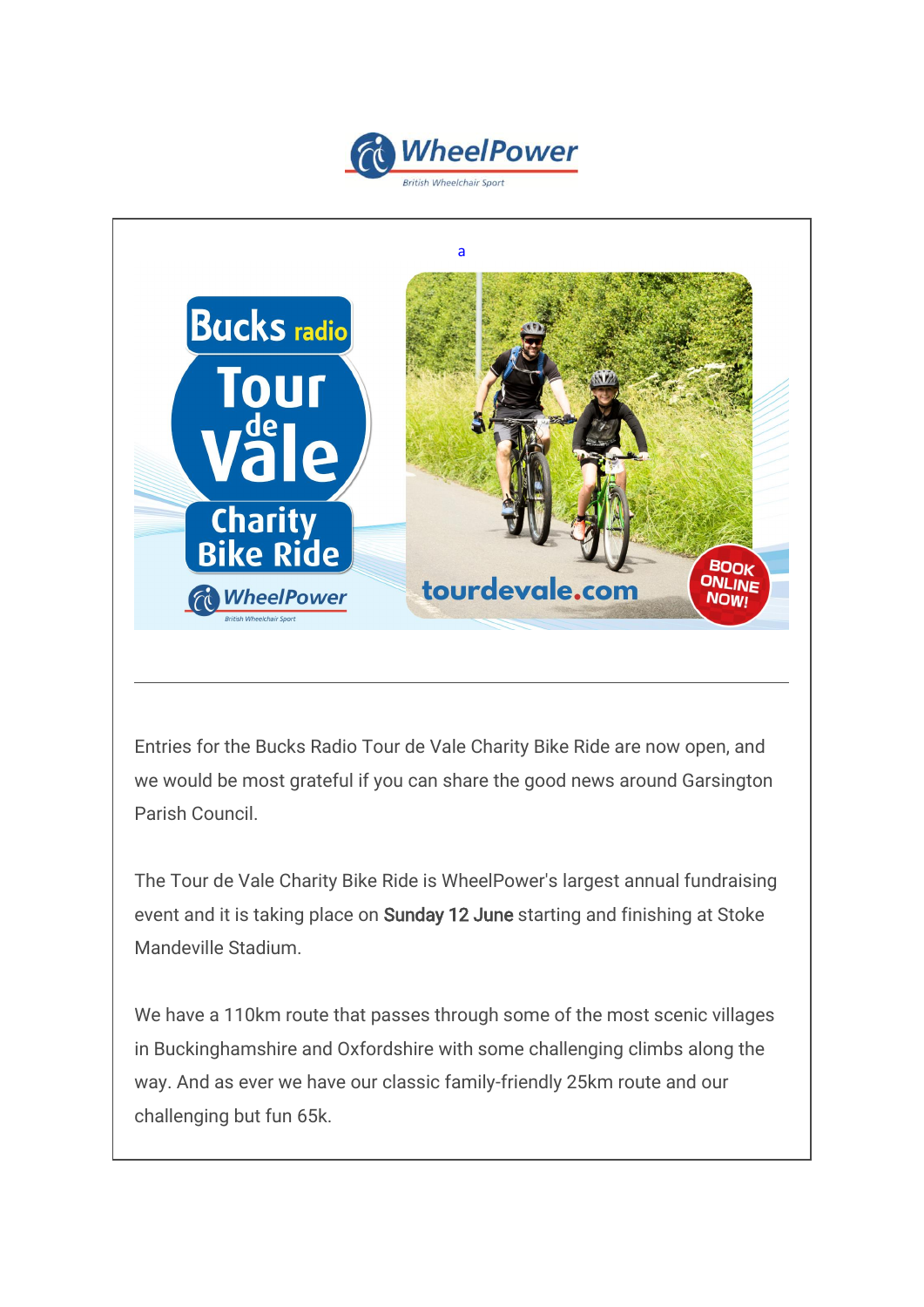a

---

Entries for the Bucks Radio Tour de Vale Charity Bike Ride are now open, and we would be most grateful if you can share the good news around Garsington Parish Council.

The Tour de Vale Charity Bike Ride is WheelPower's largest annual fundraising event and it is taking place on **Sunday 12 June** starting and finishing at Stoke Mandeville Stadium.

We have a 110km route that passes through some of the most scenic villages in Buckinghamshire and Oxfordshire with some challenging climbs along the way. And as ever we have our classic family-friendly 25km route and our challenging but fun 65k.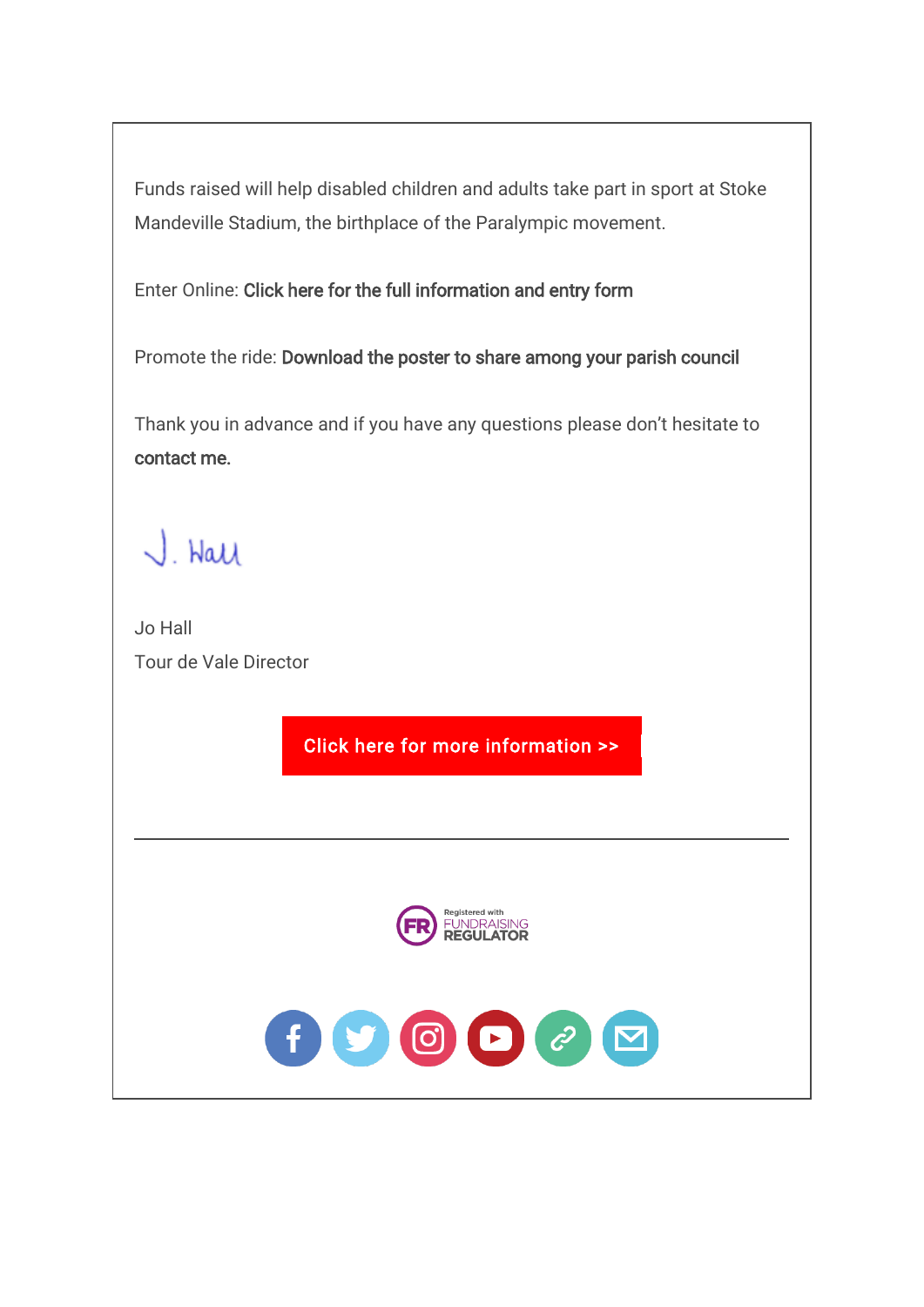Funds raised will help disabled children and adults take part in sport at Stoke Mandeville Stadium, the birthplace of the Paralympic movement.

Enter Online: **Click here for the full information and entry form**

Promote the ride: **Download the poster to share among your parish council**

Thank you in advance and if you have any questions please don't hesitate to **contact me.**

J. Hall

Jo Hall
Tour de Vale Director

**Click here for more information >>**

---

Registered with FUNDRAISING REGULATOR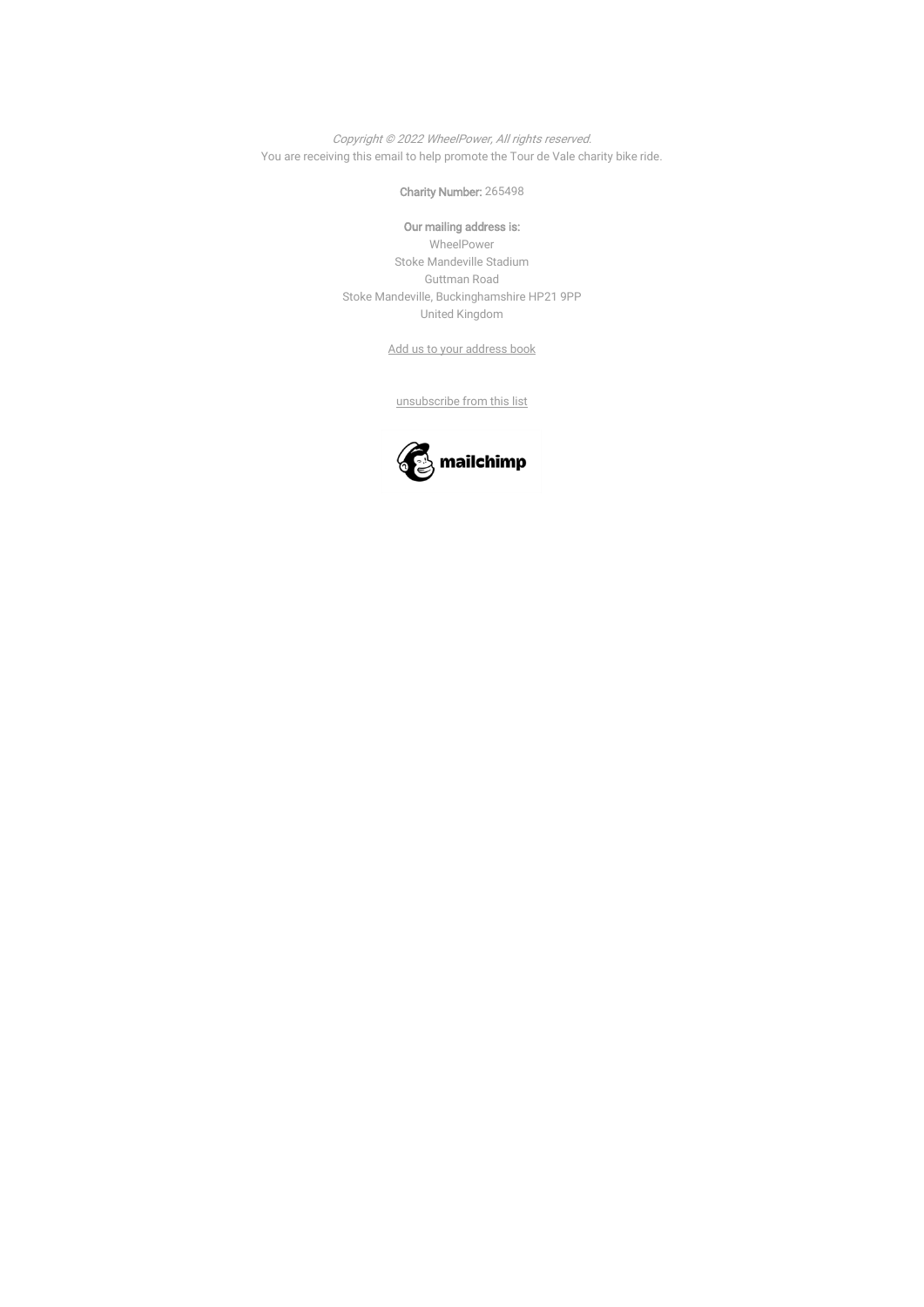*Copyright © 2022 WheelPower, All rights reserved.*
You are receiving this email to help promote the Tour de Vale charity bike ride.

**Charity Number:** 265498

**Our mailing address is:**
WheelPower
Stoke Mandeville Stadium
Guttman Road
Stoke Mandeville, Buckinghamshire HP21 9PP
United Kingdom

Add us to your address book

unsubscribe from this list

mailchimp